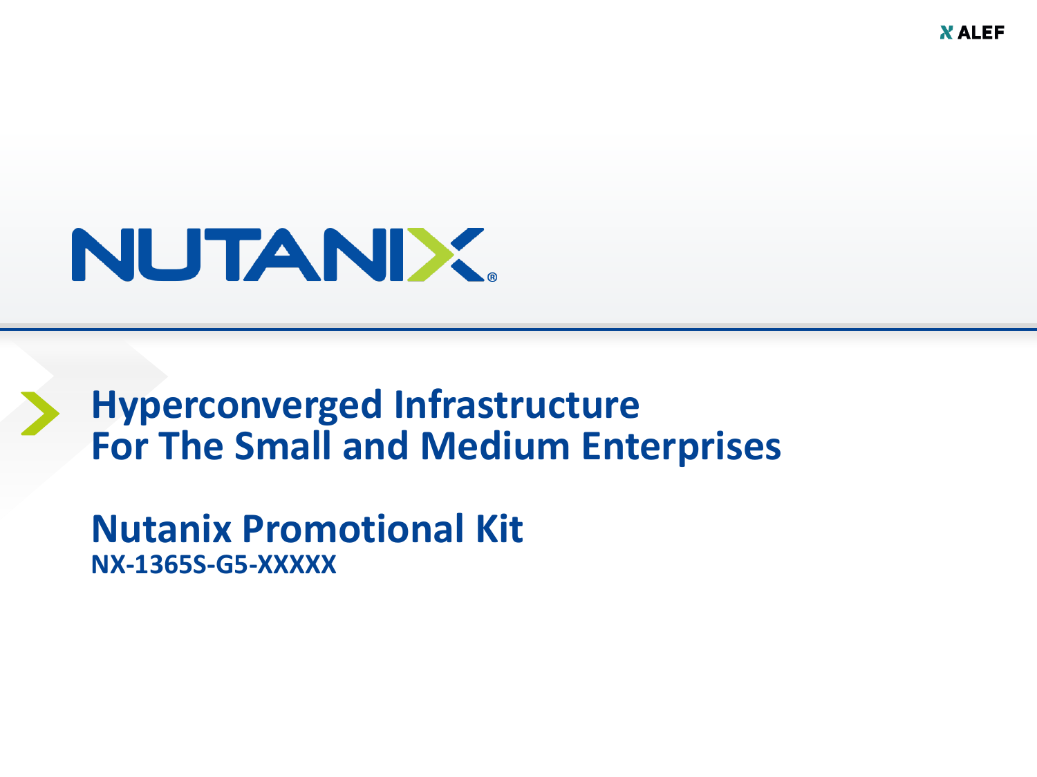# NUTANIX

## Hyperconverged Infrastructure For The Small and Medium Enterprises

## Nutanix Promotional Kit

**NX-1365S-G5-XXXXX**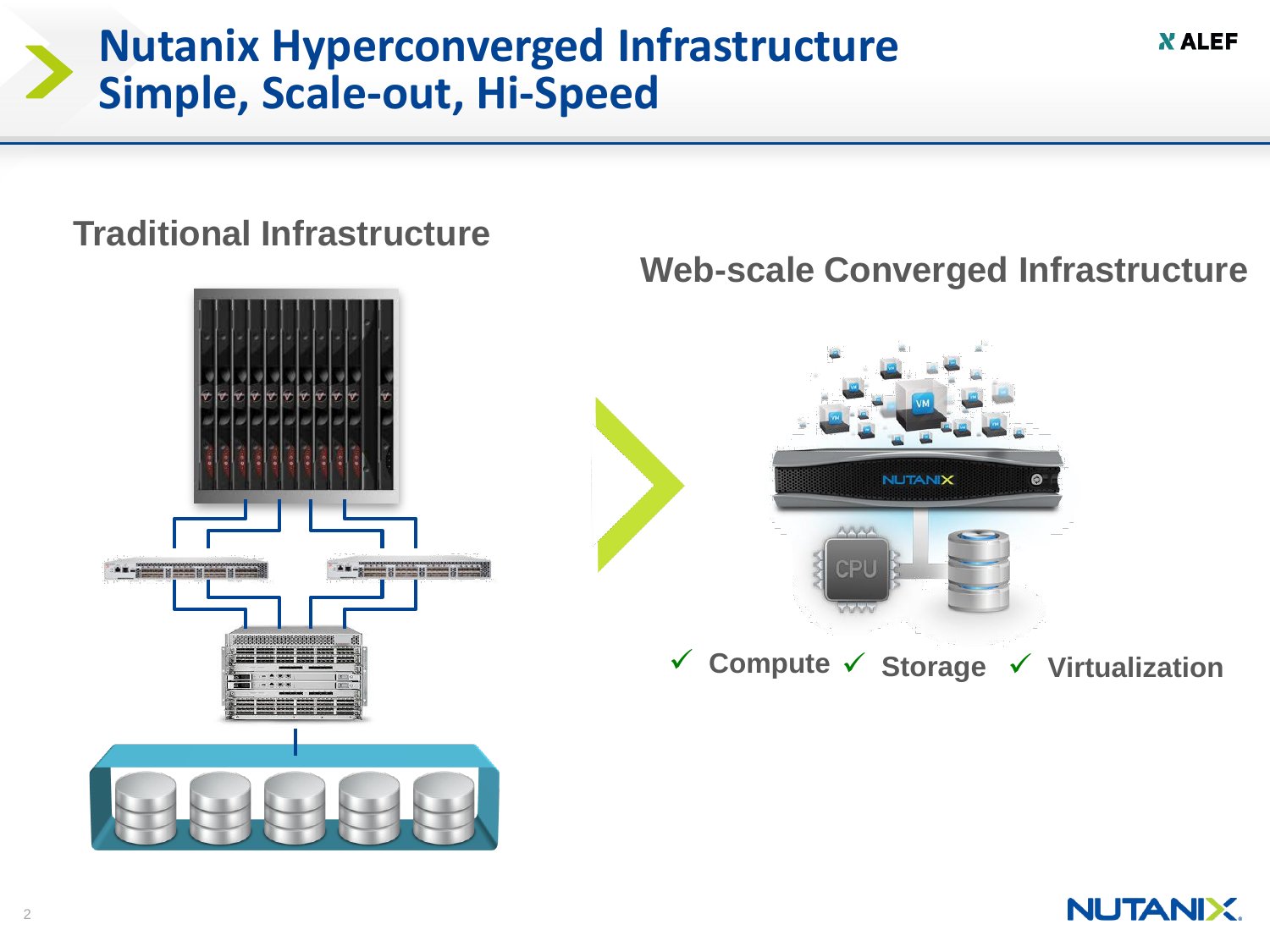# Nutanix Hyperconverged Infrastructure
# Simple, Scale-out, Hi-Speed

## Traditional Infrastructure

## Web-scale Converged Infrastructure

✓ Compute ✓ Storage ✓ Virtualization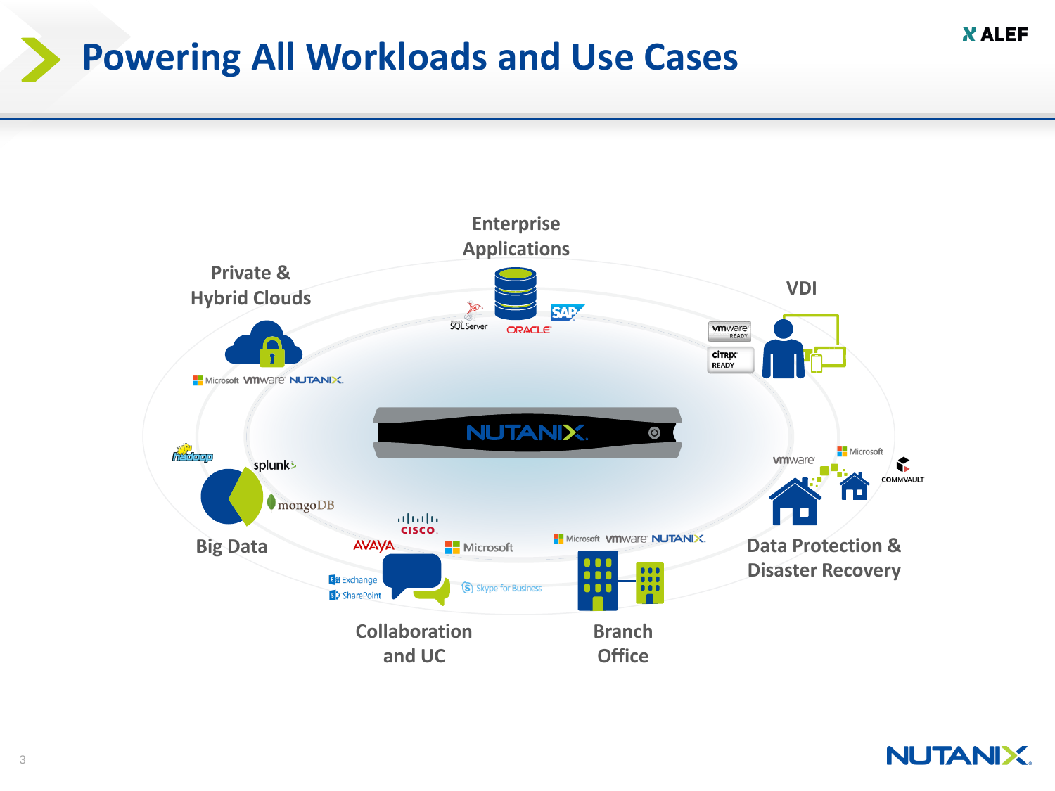# Powering All Workloads and Use Cases

Enterprise Applications

SQL Server, ORACLE, SAP

Private & Hybrid Clouds

Microsoft, vmware, NUTANIX

VDI

vmware READY, CITRIX READY

NUTANIX

Big Data

hadoop, splunk, mongoDB

Data Protection & Disaster Recovery

vmware, Microsoft, COMMVAULT

Collaboration and UC

CISCO, AVAYA, Microsoft, Exchange, SharePoint, Skype for Business

Branch Office

Microsoft, vmware, NUTANIX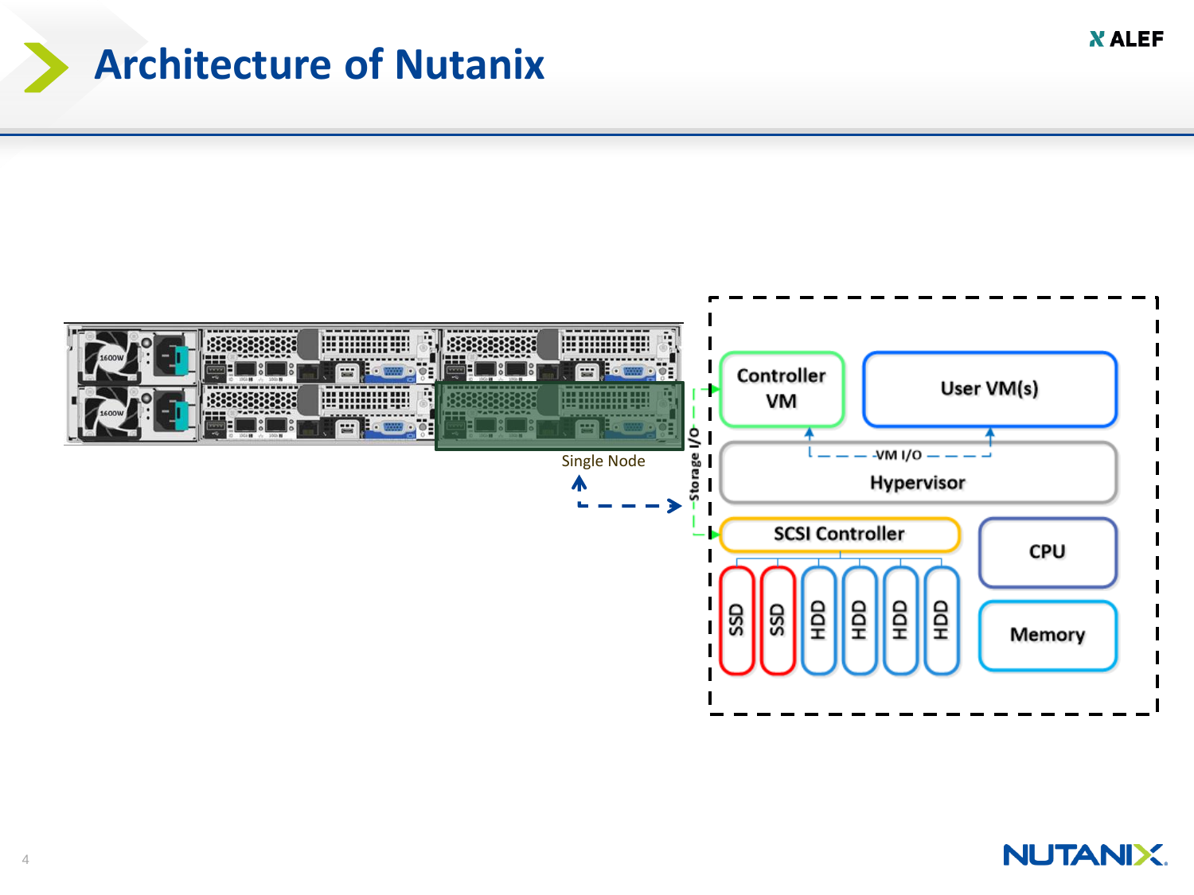# Architecture of Nutanix

Single Node

Storage I/O

Controller VM

User VM(s)

VM I/O

Hypervisor

SCSI Controller

SSD SSD HDD HDD HDD HDD

CPU

Memory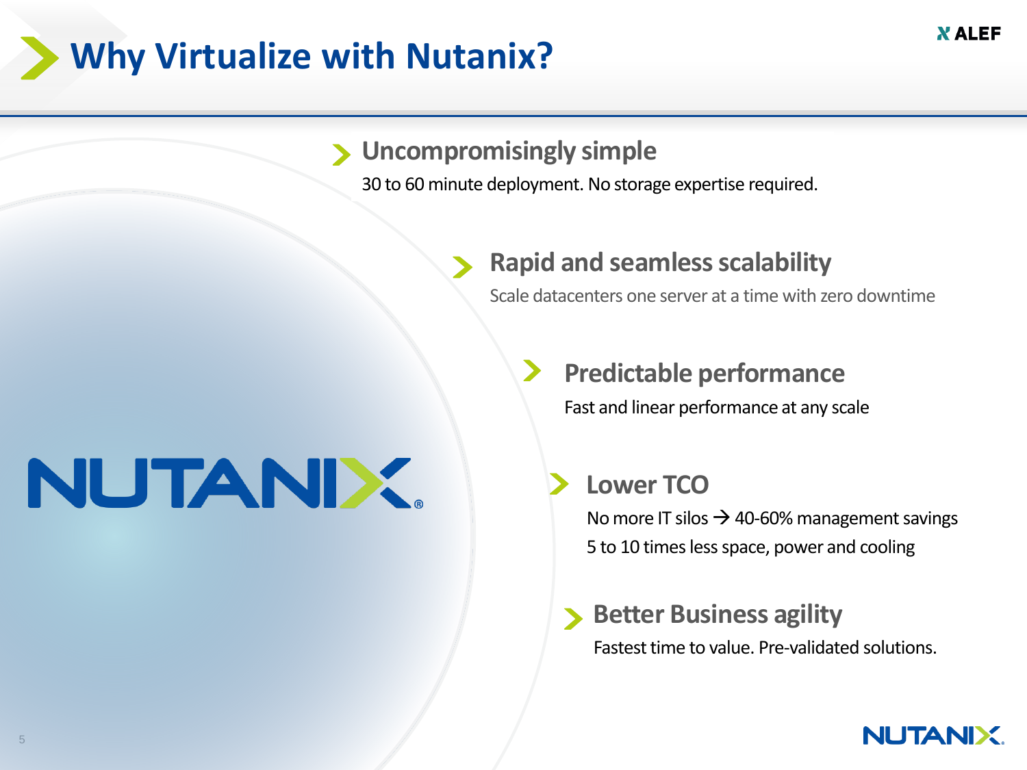# Why Virtualize with Nutanix?

## Uncompromisingly simple

30 to 60 minute deployment. No storage expertise required.

## Rapid and seamless scalability

Scale datacenters one server at a time with zero downtime

## Predictable performance

Fast and linear performance at any scale

## Lower TCO

No more IT silos → 40-60% management savings

5 to 10 times less space, power and cooling

## Better Business agility

Fastest time to value. Pre-validated solutions.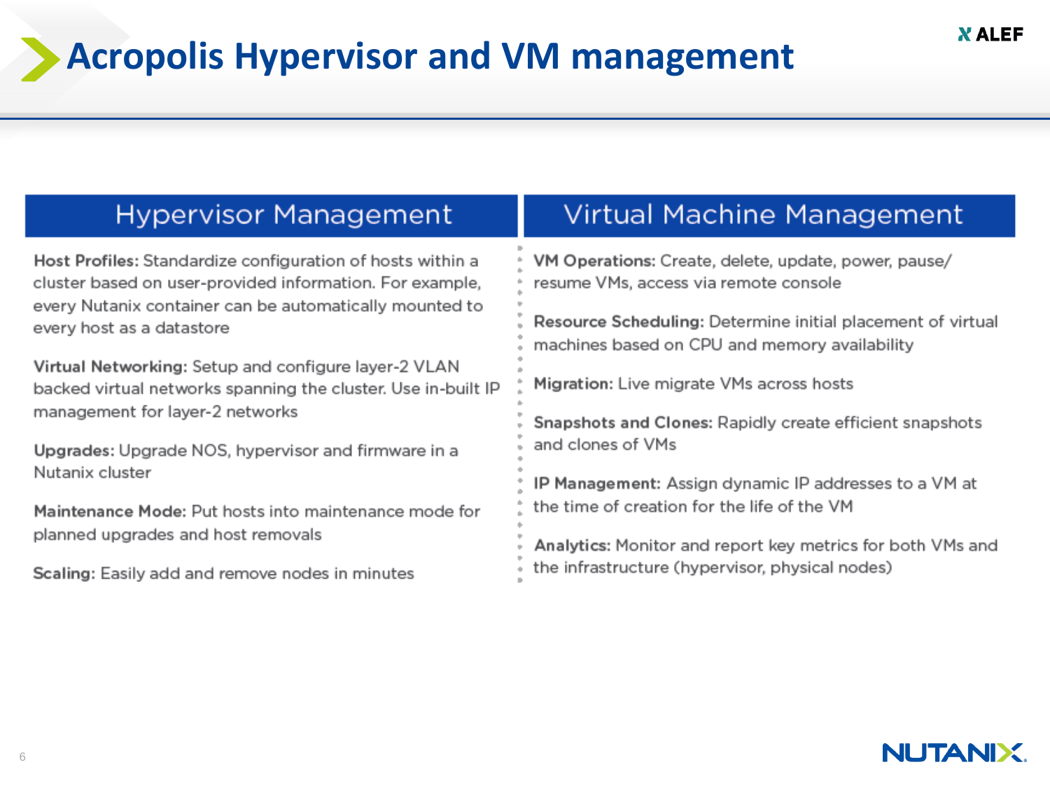# Acropolis Hypervisor and VM management

## Hypervisor Management

**Host Profiles:** Standardize configuration of hosts within a cluster based on user-provided information. For example, every Nutanix container can be automatically mounted to every host as a datastore

**Virtual Networking:** Setup and configure layer-2 VLAN backed virtual networks spanning the cluster. Use in-built IP management for layer-2 networks

**Upgrades:** Upgrade NOS, hypervisor and firmware in a Nutanix cluster

**Maintenance Mode:** Put hosts into maintenance mode for planned upgrades and host removals

**Scaling:** Easily add and remove nodes in minutes

## Virtual Machine Management

**VM Operations:** Create, delete, update, power, pause/resume VMs, access via remote console

**Resource Scheduling:** Determine initial placement of virtual machines based on CPU and memory availability

**Migration:** Live migrate VMs across hosts

**Snapshots and Clones:** Rapidly create efficient snapshots and clones of VMs

**IP Management:** Assign dynamic IP addresses to a VM at the time of creation for the life of the VM

**Analytics:** Monitor and report key metrics for both VMs and the infrastructure (hypervisor, physical nodes)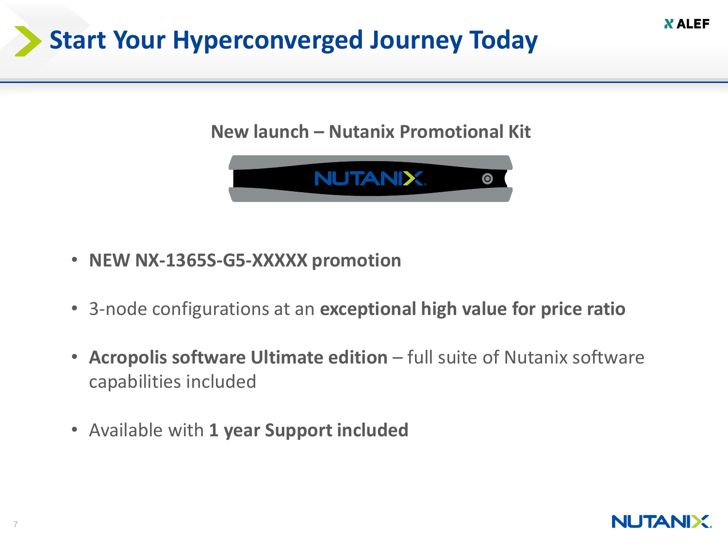# Start Your Hyperconverged Journey Today

**New launch – Nutanix Promotional Kit**

- **NEW NX-1365S-G5-XXXXX promotion**
- 3-node configurations at an **exceptional high value for price ratio**
- **Acropolis software Ultimate edition** – full suite of Nutanix software capabilities included
- Available with **1 year Support included**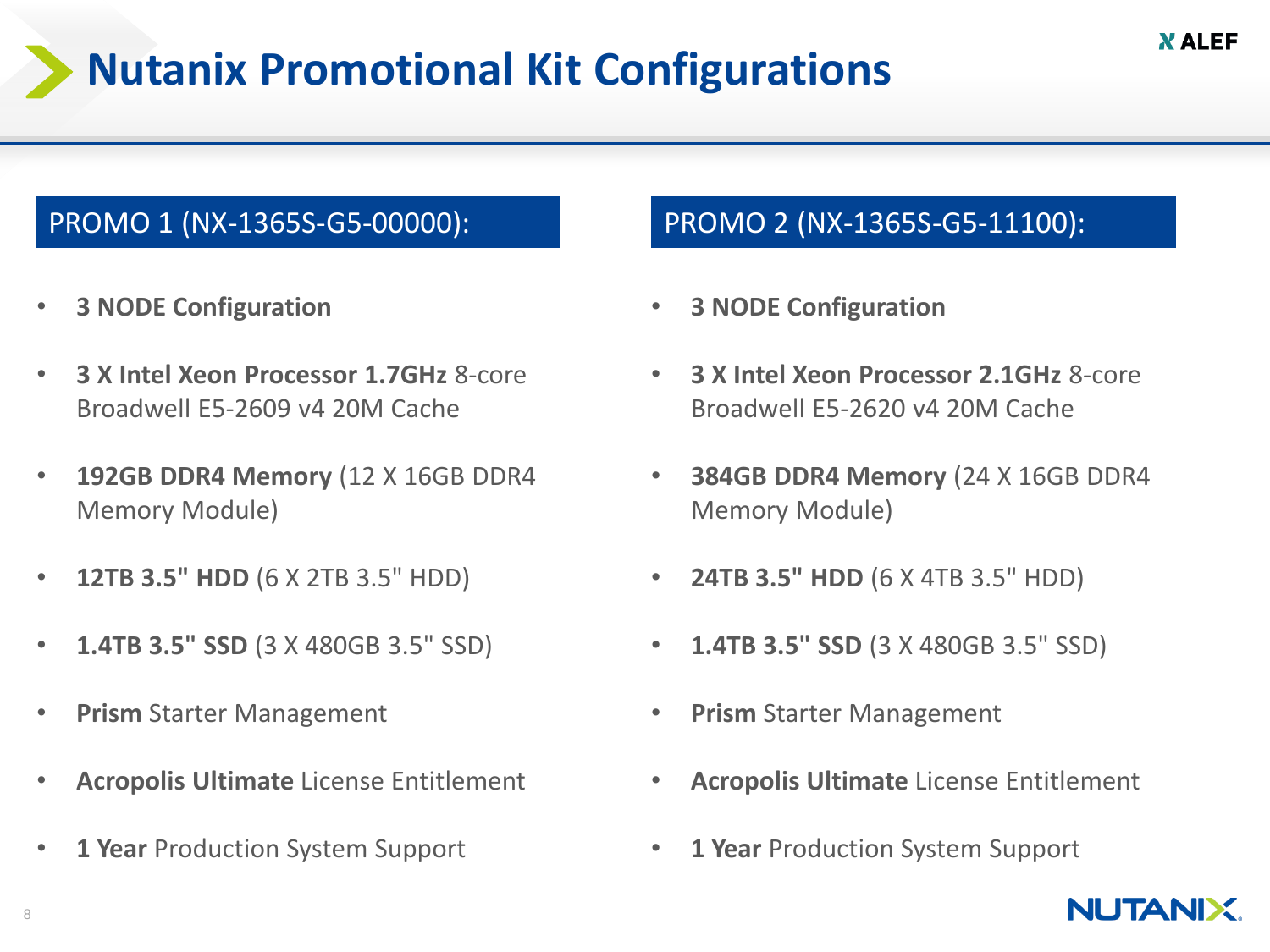# Nutanix Promotional Kit Configurations

## PROMO 1 (NX-1365S-G5-00000):

- **3 NODE Configuration**
- **3 X Intel Xeon Processor 1.7GHz** 8-core Broadwell E5-2609 v4 20M Cache
- **192GB DDR4 Memory** (12 X 16GB DDR4 Memory Module)
- **12TB 3.5" HDD** (6 X 2TB 3.5" HDD)
- **1.4TB 3.5" SSD** (3 X 480GB 3.5" SSD)
- **Prism** Starter Management
- **Acropolis Ultimate** License Entitlement
- **1 Year** Production System Support

## PROMO 2 (NX-1365S-G5-11100):

- **3 NODE Configuration**
- **3 X Intel Xeon Processor 2.1GHz** 8-core Broadwell E5-2620 v4 20M Cache
- **384GB DDR4 Memory** (24 X 16GB DDR4 Memory Module)
- **24TB 3.5" HDD** (6 X 4TB 3.5" HDD)
- **1.4TB 3.5" SSD** (3 X 480GB 3.5" SSD)
- **Prism** Starter Management
- **Acropolis Ultimate** License Entitlement
- **1 Year** Production System Support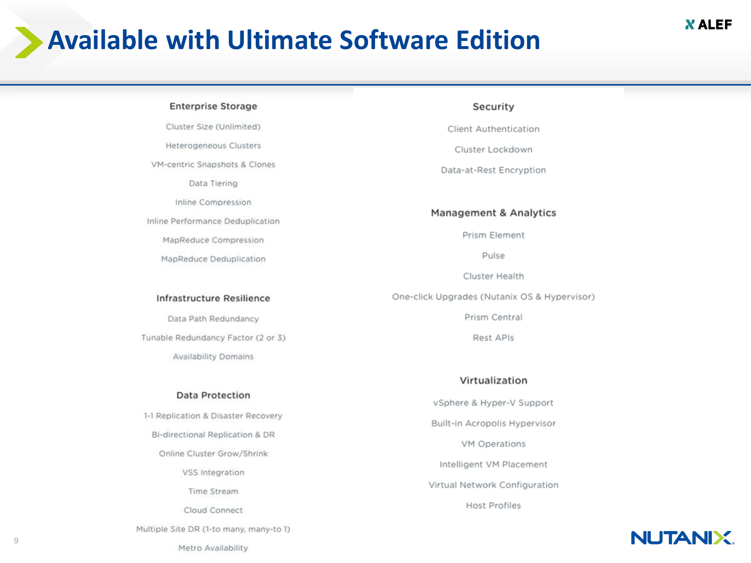# Available with Ultimate Software Edition

## Enterprise Storage

- Cluster Size (Unlimited)
- Heterogeneous Clusters
- VM-centric Snapshots & Clones
- Data Tiering
- Inline Compression
- Inline Performance Deduplication
- MapReduce Compression
- MapReduce Deduplication

## Infrastructure Resilience

- Data Path Redundancy
- Tunable Redundancy Factor (2 or 3)
- Availability Domains

## Data Protection

- 1-1 Replication & Disaster Recovery
- Bi-directional Replication & DR
- Online Cluster Grow/Shrink
- VSS Integration
- Time Stream
- Cloud Connect
- Multiple Site DR (1-to many, many-to 1)
- Metro Availability

## Security

- Client Authentication
- Cluster Lockdown
- Data-at-Rest Encryption

## Management & Analytics

- Prism Element
- Pulse
- Cluster Health
- One-click Upgrades (Nutanix OS & Hypervisor)
- Prism Central
- Rest APIs

## Virtualization

- vSphere & Hyper-V Support
- Built-in Acropolis Hypervisor
- VM Operations
- Intelligent VM Placement
- Virtual Network Configuration
- Host Profiles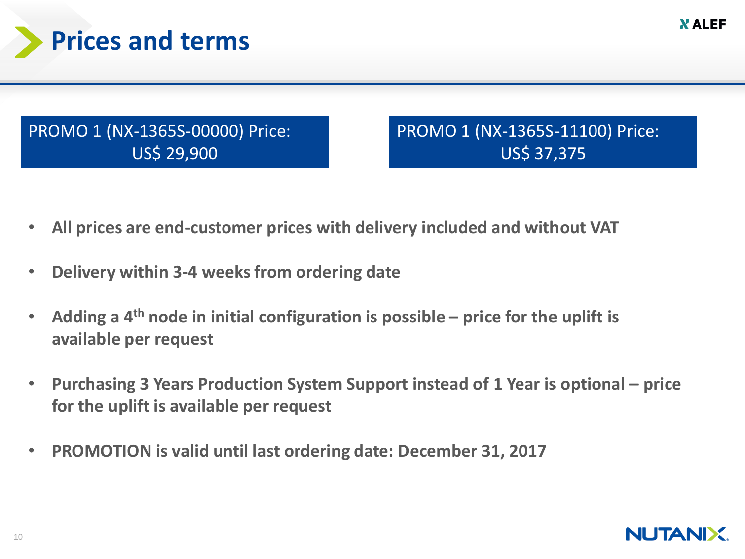# Prices and terms

PROMO 1 (NX-1365S-00000) Price:
US$ 29,900

PROMO 1 (NX-1365S-11100) Price:
US$ 37,375

- **All prices are end-customer prices with delivery included and without VAT**
- **Delivery within 3-4 weeks from ordering date**
- **Adding a 4th node in initial configuration is possible – price for the uplift is available per request**
- **Purchasing 3 Years Production System Support instead of 1 Year is optional – price for the uplift is available per request**
- **PROMOTION is valid until last ordering date: December 31, 2017**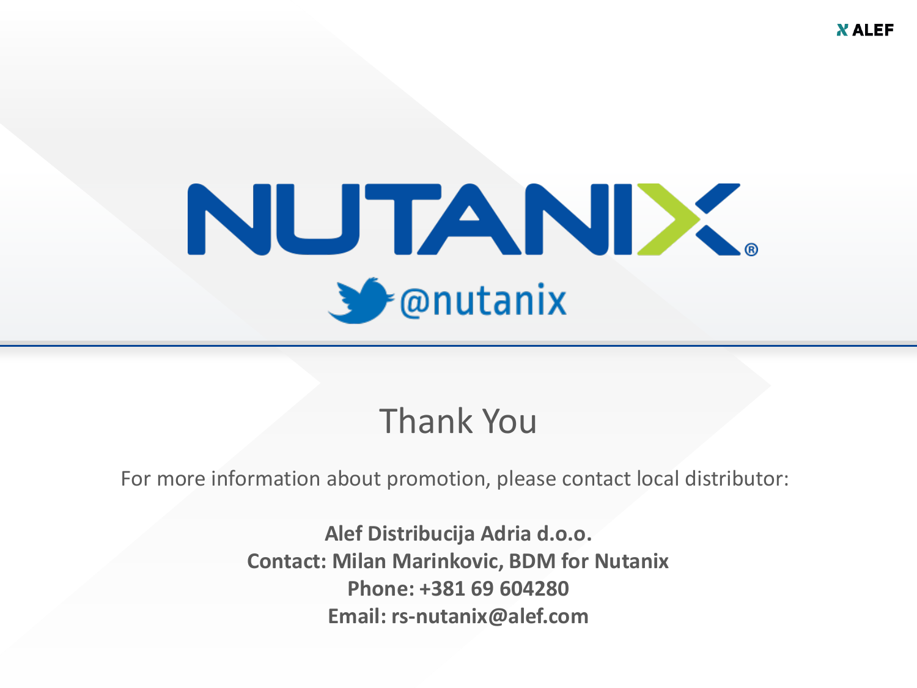ALEF

NUTANIX

@nutanix

## Thank You

For more information about promotion, please contact local distributor:

**Alef Distribucija Adria d.o.o.**
**Contact: Milan Marinkovic, BDM for Nutanix**
**Phone: +381 69 604280**
**Email: rs-nutanix@alef.com**